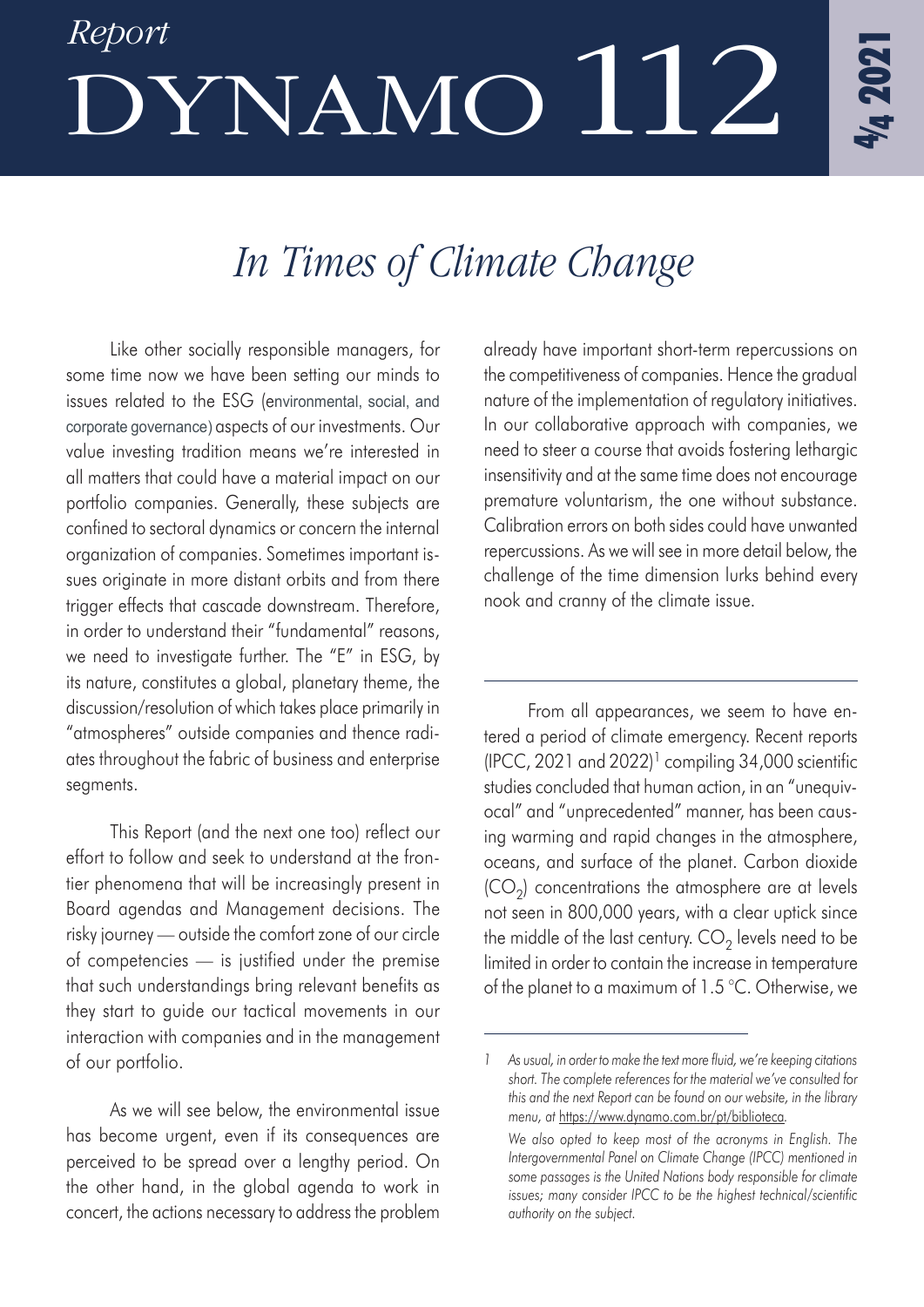Report

# DYNAMO 112

4/4 2021

## *In Times of Climate Change*

Like other socially responsible managers, for some time now we have been setting our minds to issues related to the ESG (environmental, social, and corporate governance) aspects of our investments. Our value investing tradition means we're interested in all matters that could have a material impact on our portfolio companies. Generally, these subjects are confined to sectoral dynamics or concern the internal organization of companies. Sometimes important issues originate in more distant orbits and from there trigger effects that cascade downstream. Therefore, in order to understand their "fundamental" reasons, we need to investigate further. The "E" in ESG, by its nature, constitutes a global, planetary theme, the discussion/resolution of which takes place primarily in "atmospheres" outside companies and thence radiates throughout the fabric of business and enterprise segments.

This Report (and the next one too) reflect our effort to follow and seek to understand at the frontier phenomena that will be increasingly present in Board agendas and Management decisions. The risky journey — outside the comfort zone of our circle of competencies — is justified under the premise that such understandings bring relevant benefits as they start to guide our tactical movements in our interaction with companies and in the management of our portfolio.

As we will see below, the environmental issue has become urgent, even if its consequences are perceived to be spread over a lengthy period. On the other hand, in the global agenda to work in concert, the actions necessary to address the problem already have important short-term repercussions on the competitiveness of companies. Hence the gradual nature of the implementation of regulatory initiatives. In our collaborative approach with companies, we need to steer a course that avoids fostering lethargic insensitivity and at the same time does not encourage premature voluntarism, the one without substance. Calibration errors on both sides could have unwanted repercussions. As we will see in more detail below, the challenge of the time dimension lurks behind every nook and cranny of the climate issue.

---

From all appearances, we seem to have entered a period of climate emergency. Recent reports (IPCC, 2021 and 2022)[1] compiling 34,000 scientific studies concluded that human action, in an "unequivocal" and "unprecedented" manner, has been causing warming and rapid changes in the atmosphere, oceans, and surface of the planet. Carbon dioxide ($CO_2$) concentrations the atmosphere are at levels not seen in 800,000 years, with a clear uptick since the middle of the last century. $CO_2$ levels need to be limited in order to contain the increase in temperature of the planet to a maximum of 1.5 °C. Otherwise, we

---

1 *As usual, in order to make the text more fluid, we're keeping citations short. The complete references for the material we've consulted for this and the next Report can be found on our website, in the library menu, at* https://www.dynamo.com.br/pt/biblioteca*.*

*We also opted to keep most of the acronyms in English. The Intergovernmental Panel on Climate Change (IPCC) mentioned in some passages is the United Nations body responsible for climate issues; many consider IPCC to be the highest technical/scientific authority on the subject.*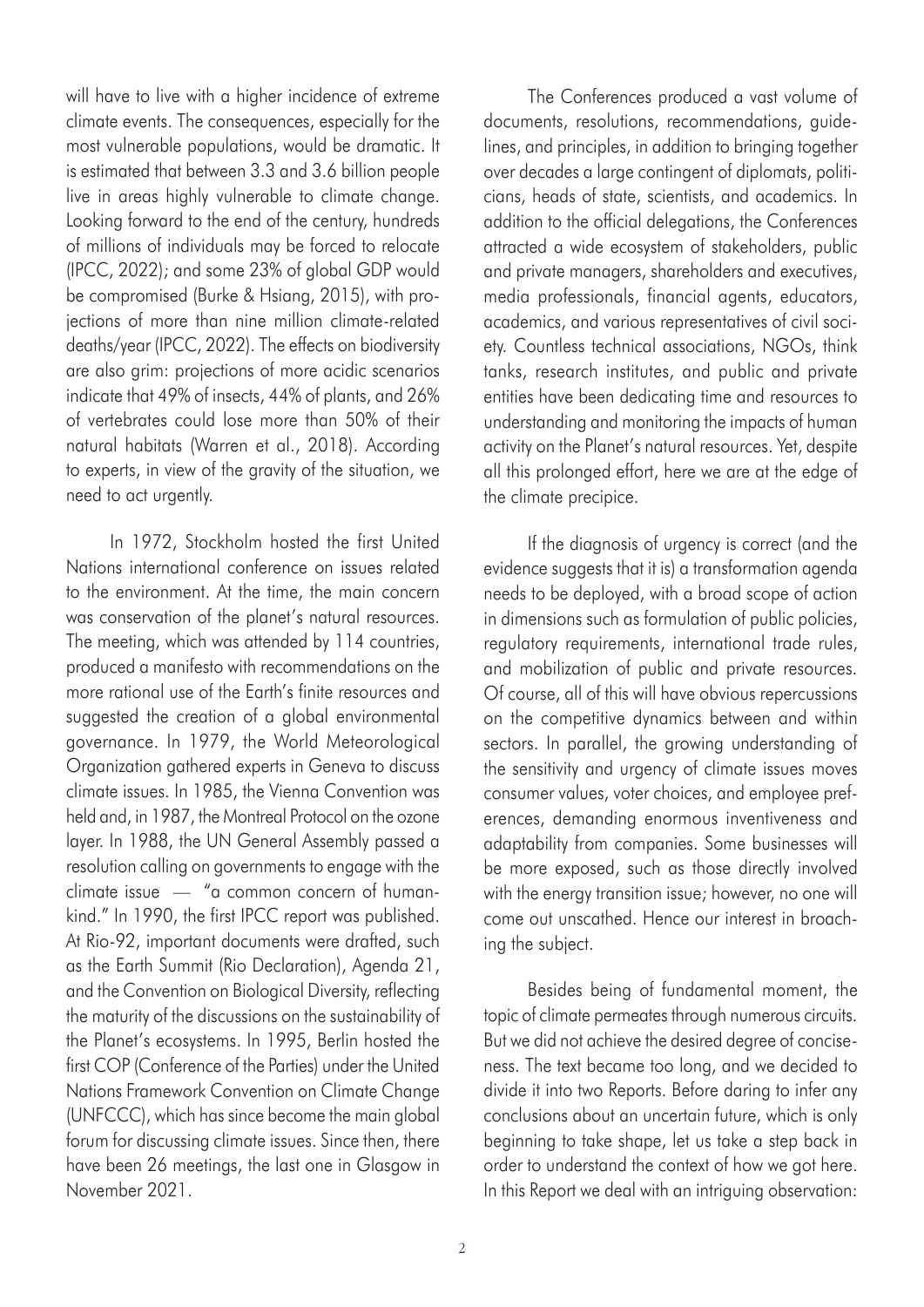will have to live with a higher incidence of extreme climate events. The consequences, especially for the most vulnerable populations, would be dramatic. It is estimated that between 3.3 and 3.6 billion people live in areas highly vulnerable to climate change. Looking forward to the end of the century, hundreds of millions of individuals may be forced to relocate (IPCC, 2022); and some 23% of global GDP would be compromised (Burke & Hsiang, 2015), with projections of more than nine million climate-related deaths/year (IPCC, 2022). The effects on biodiversity are also grim: projections of more acidic scenarios indicate that 49% of insects, 44% of plants, and 26% of vertebrates could lose more than 50% of their natural habitats (Warren et al., 2018). According to experts, in view of the gravity of the situation, we need to act urgently.

In 1972, Stockholm hosted the first United Nations international conference on issues related to the environment. At the time, the main concern was conservation of the planet's natural resources. The meeting, which was attended by 114 countries, produced a manifesto with recommendations on the more rational use of the Earth's finite resources and suggested the creation of a global environmental governance. In 1979, the World Meteorological Organization gathered experts in Geneva to discuss climate issues. In 1985, the Vienna Convention was held and, in 1987, the Montreal Protocol on the ozone layer. In 1988, the UN General Assembly passed a resolution calling on governments to engage with the climate issue — "a common concern of humankind." In 1990, the first IPCC report was published. At Rio-92, important documents were drafted, such as the Earth Summit (Rio Declaration), Agenda 21, and the Convention on Biological Diversity, reflecting the maturity of the discussions on the sustainability of the Planet's ecosystems. In 1995, Berlin hosted the first COP (Conference of the Parties) under the United Nations Framework Convention on Climate Change (UNFCCC), which has since become the main global forum for discussing climate issues. Since then, there have been 26 meetings, the last one in Glasgow in November 2021.

The Conferences produced a vast volume of documents, resolutions, recommendations, guidelines, and principles, in addition to bringing together over decades a large contingent of diplomats, politicians, heads of state, scientists, and academics. In addition to the official delegations, the Conferences attracted a wide ecosystem of stakeholders, public and private managers, shareholders and executives, media professionals, financial agents, educators, academics, and various representatives of civil society. Countless technical associations, NGOs, think tanks, research institutes, and public and private entities have been dedicating time and resources to understanding and monitoring the impacts of human activity on the Planet's natural resources. Yet, despite all this prolonged effort, here we are at the edge of the climate precipice.

If the diagnosis of urgency is correct (and the evidence suggests that it is) a transformation agenda needs to be deployed, with a broad scope of action in dimensions such as formulation of public policies, regulatory requirements, international trade rules, and mobilization of public and private resources. Of course, all of this will have obvious repercussions on the competitive dynamics between and within sectors. In parallel, the growing understanding of the sensitivity and urgency of climate issues moves consumer values, voter choices, and employee preferences, demanding enormous inventiveness and adaptability from companies. Some businesses will be more exposed, such as those directly involved with the energy transition issue; however, no one will come out unscathed. Hence our interest in broaching the subject.

Besides being of fundamental moment, the topic of climate permeates through numerous circuits. But we did not achieve the desired degree of conciseness. The text became too long, and we decided to divide it into two Reports. Before daring to infer any conclusions about an uncertain future, which is only beginning to take shape, let us take a step back in order to understand the context of how we got here. In this Report we deal with an intriguing observation: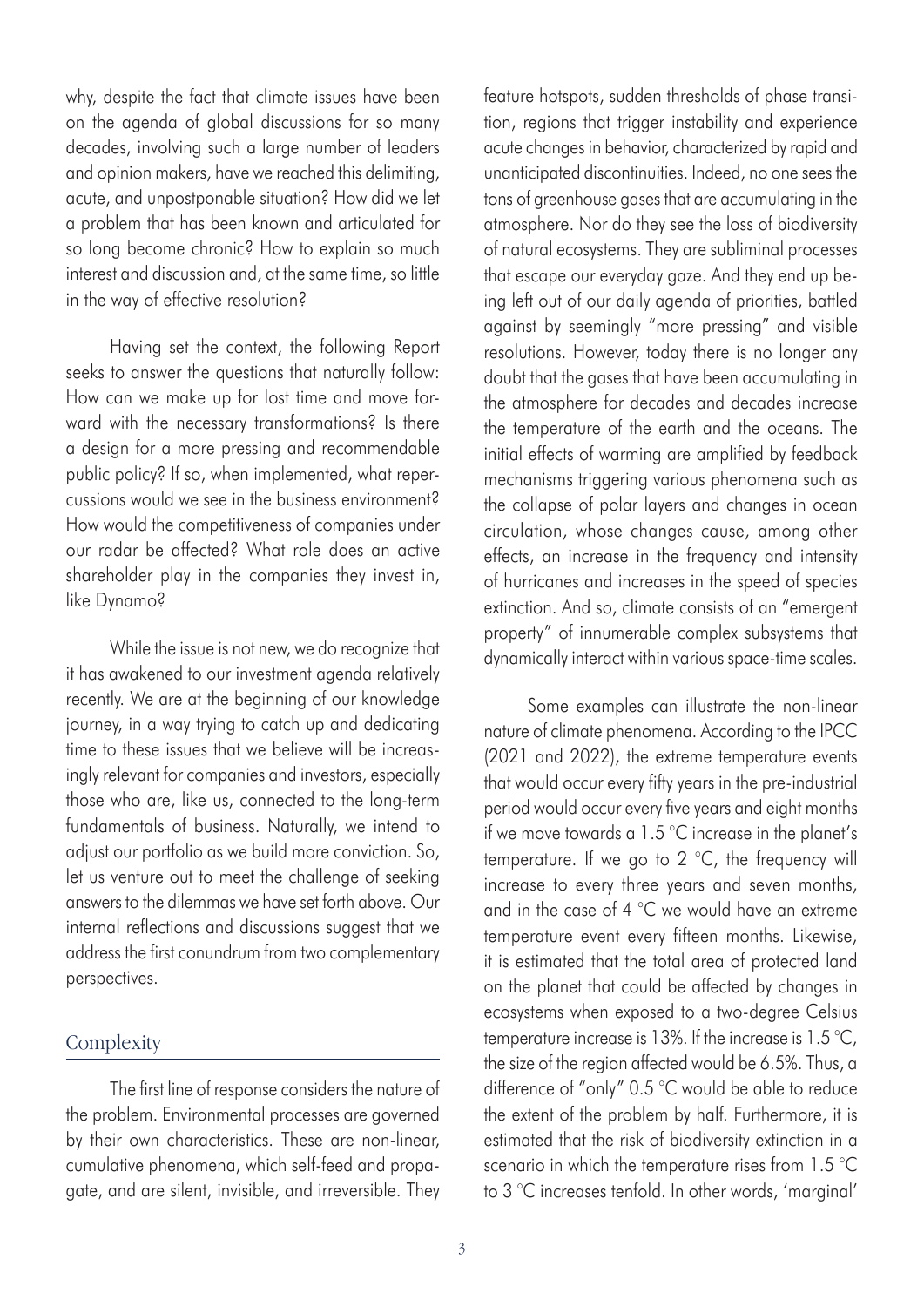why, despite the fact that climate issues have been on the agenda of global discussions for so many decades, involving such a large number of leaders and opinion makers, have we reached this delimiting, acute, and unpostponable situation? How did we let a problem that has been known and articulated for so long become chronic? How to explain so much interest and discussion and, at the same time, so little in the way of effective resolution?

Having set the context, the following Report seeks to answer the questions that naturally follow: How can we make up for lost time and move forward with the necessary transformations? Is there a design for a more pressing and recommendable public policy? If so, when implemented, what repercussions would we see in the business environment? How would the competitiveness of companies under our radar be affected? What role does an active shareholder play in the companies they invest in, like Dynamo?

While the issue is not new, we do recognize that it has awakened to our investment agenda relatively recently. We are at the beginning of our knowledge journey, in a way trying to catch up and dedicating time to these issues that we believe will be increasingly relevant for companies and investors, especially those who are, like us, connected to the long-term fundamentals of business. Naturally, we intend to adjust our portfolio as we build more conviction. So, let us venture out to meet the challenge of seeking answers to the dilemmas we have set forth above. Our internal reflections and discussions suggest that we address the first conundrum from two complementary perspectives.

## Complexity

The first line of response considers the nature of the problem. Environmental processes are governed by their own characteristics. These are non-linear, cumulative phenomena, which self-feed and propagate, and are silent, invisible, and irreversible. They feature hotspots, sudden thresholds of phase transition, regions that trigger instability and experience acute changes in behavior, characterized by rapid and unanticipated discontinuities. Indeed, no one sees the tons of greenhouse gases that are accumulating in the atmosphere. Nor do they see the loss of biodiversity of natural ecosystems. They are subliminal processes that escape our everyday gaze. And they end up being left out of our daily agenda of priorities, battled against by seemingly "more pressing" and visible resolutions. However, today there is no longer any doubt that the gases that have been accumulating in the atmosphere for decades and decades increase the temperature of the earth and the oceans. The initial effects of warming are amplified by feedback mechanisms triggering various phenomena such as the collapse of polar layers and changes in ocean circulation, whose changes cause, among other effects, an increase in the frequency and intensity of hurricanes and increases in the speed of species extinction. And so, climate consists of an "emergent property" of innumerable complex subsystems that dynamically interact within various space-time scales.

Some examples can illustrate the non-linear nature of climate phenomena. According to the IPCC (2021 and 2022), the extreme temperature events that would occur every fifty years in the pre-industrial period would occur every five years and eight months if we move towards a 1.5 °C increase in the planet's temperature. If we go to 2 °C, the frequency will increase to every three years and seven months, and in the case of 4 °C we would have an extreme temperature event every fifteen months. Likewise, it is estimated that the total area of protected land on the planet that could be affected by changes in ecosystems when exposed to a two-degree Celsius temperature increase is 13%. If the increase is 1.5 °C, the size of the region affected would be 6.5%. Thus, a difference of "only" 0.5 °C would be able to reduce the extent of the problem by half. Furthermore, it is estimated that the risk of biodiversity extinction in a scenario in which the temperature rises from 1.5 °C to 3 °C increases tenfold. In other words, 'marginal'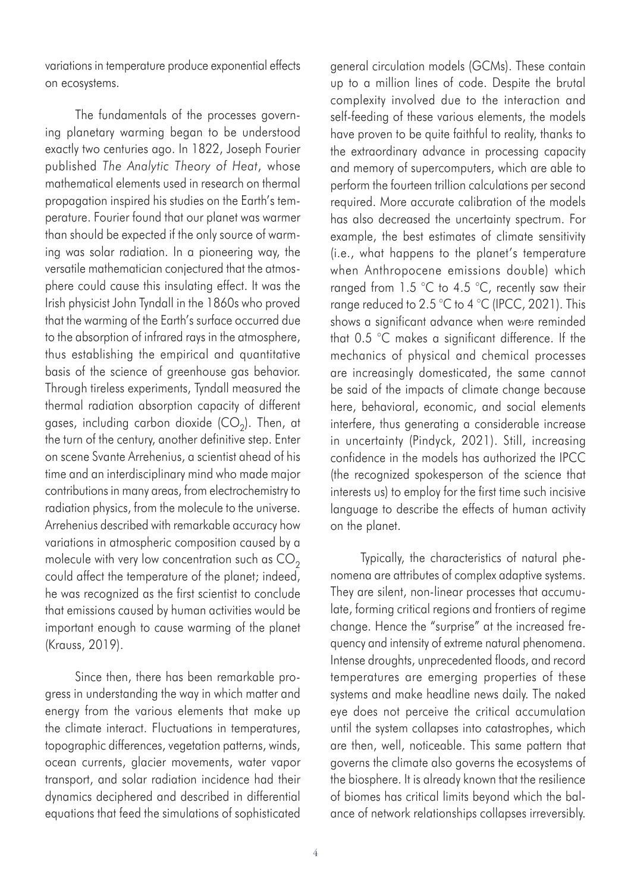variations in temperature produce exponential effects on ecosystems.

The fundamentals of the processes governing planetary warming began to be understood exactly two centuries ago. In 1822, Joseph Fourier published *The Analytic Theory of Heat*, whose mathematical elements used in research on thermal propagation inspired his studies on the Earth's temperature. Fourier found that our planet was warmer than should be expected if the only source of warming was solar radiation. In a pioneering way, the versatile mathematician conjectured that the atmosphere could cause this insulating effect. It was the Irish physicist John Tyndall in the 1860s who proved that the warming of the Earth's surface occurred due to the absorption of infrared rays in the atmosphere, thus establishing the empirical and quantitative basis of the science of greenhouse gas behavior. Through tireless experiments, Tyndall measured the thermal radiation absorption capacity of different gases, including carbon dioxide ($CO_2$). Then, at the turn of the century, another definitive step. Enter on scene Svante Arrehenius, a scientist ahead of his time and an interdisciplinary mind who made major contributions in many areas, from electrochemistry to radiation physics, from the molecule to the universe. Arrehenius described with remarkable accuracy how variations in atmospheric composition caused by a molecule with very low concentration such as $CO_2$ could affect the temperature of the planet; indeed, he was recognized as the first scientist to conclude that emissions caused by human activities would be important enough to cause warming of the planet (Krauss, 2019).

Since then, there has been remarkable progress in understanding the way in which matter and energy from the various elements that make up the climate interact. Fluctuations in temperatures, topographic differences, vegetation patterns, winds, ocean currents, glacier movements, water vapor transport, and solar radiation incidence had their dynamics deciphered and described in differential equations that feed the simulations of sophisticated general circulation models (GCMs). These contain up to a million lines of code. Despite the brutal complexity involved due to the interaction and self-feeding of these various elements, the models have proven to be quite faithful to reality, thanks to the extraordinary advance in processing capacity and memory of supercomputers, which are able to perform the fourteen trillion calculations per second required. More accurate calibration of the models has also decreased the uncertainty spectrum. For example, the best estimates of climate sensitivity (i.e., what happens to the planet's temperature when Anthropocene emissions double) which ranged from 1.5 °C to 4.5 °C, recently saw their range reduced to 2.5 °C to 4 °C (IPCC, 2021). This shows a significant advance when we›re reminded that 0.5 °C makes a significant difference. If the mechanics of physical and chemical processes are increasingly domesticated, the same cannot be said of the impacts of climate change because here, behavioral, economic, and social elements interfere, thus generating a considerable increase in uncertainty (Pindyck, 2021). Still, increasing confidence in the models has authorized the IPCC (the recognized spokesperson of the science that interests us) to employ for the first time such incisive language to describe the effects of human activity on the planet.

Typically, the characteristics of natural phenomena are attributes of complex adaptive systems. They are silent, non-linear processes that accumulate, forming critical regions and frontiers of regime change. Hence the "surprise" at the increased frequency and intensity of extreme natural phenomena. Intense droughts, unprecedented floods, and record temperatures are emerging properties of these systems and make headline news daily. The naked eye does not perceive the critical accumulation until the system collapses into catastrophes, which are then, well, noticeable. This same pattern that governs the climate also governs the ecosystems of the biosphere. It is already known that the resilience of biomes has critical limits beyond which the balance of network relationships collapses irreversibly.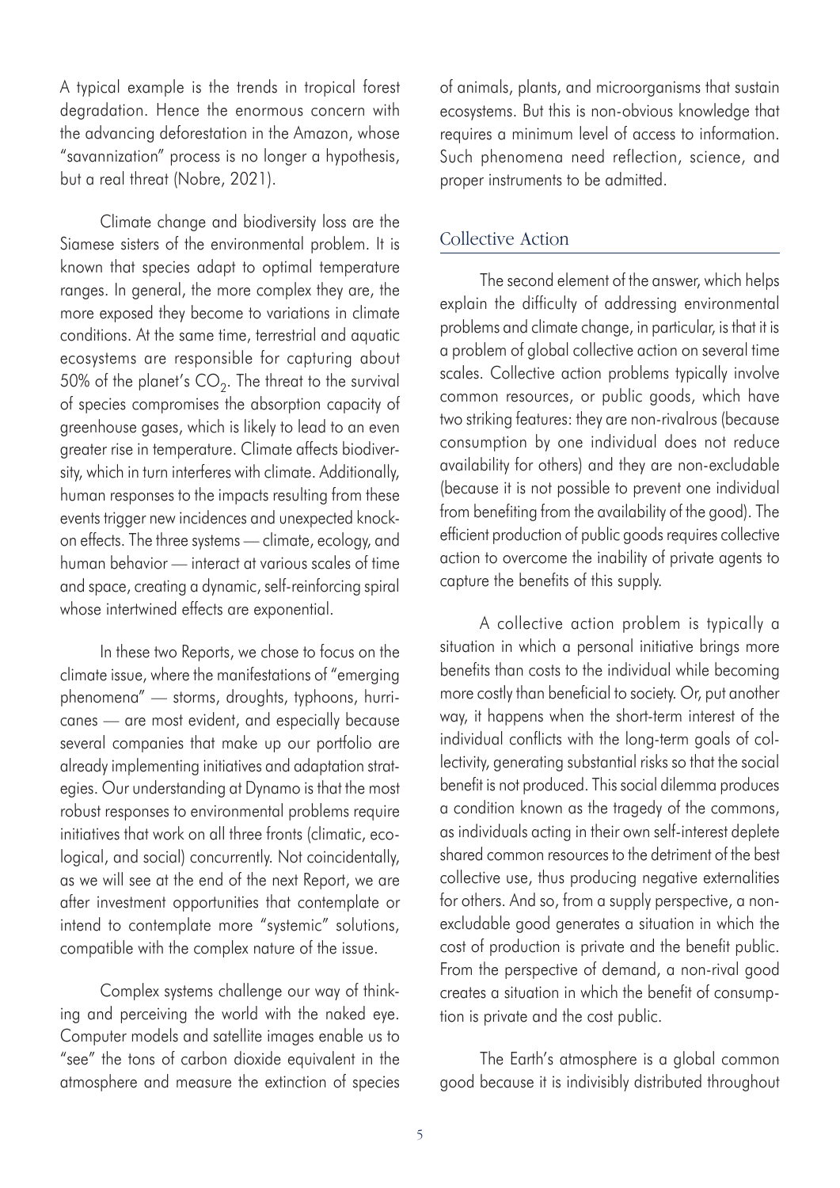A typical example is the trends in tropical forest degradation. Hence the enormous concern with the advancing deforestation in the Amazon, whose "savannization" process is no longer a hypothesis, but a real threat (Nobre, 2021).

Climate change and biodiversity loss are the Siamese sisters of the environmental problem. It is known that species adapt to optimal temperature ranges. In general, the more complex they are, the more exposed they become to variations in climate conditions. At the same time, terrestrial and aquatic ecosystems are responsible for capturing about 50% of the planet's $CO_2$. The threat to the survival of species compromises the absorption capacity of greenhouse gases, which is likely to lead to an even greater rise in temperature. Climate affects biodiversity, which in turn interferes with climate. Additionally, human responses to the impacts resulting from these events trigger new incidences and unexpected knock-on effects. The three systems — climate, ecology, and human behavior — interact at various scales of time and space, creating a dynamic, self-reinforcing spiral whose intertwined effects are exponential.

In these two Reports, we chose to focus on the climate issue, where the manifestations of "emerging phenomena" — storms, droughts, typhoons, hurricanes — are most evident, and especially because several companies that make up our portfolio are already implementing initiatives and adaptation strategies. Our understanding at Dynamo is that the most robust responses to environmental problems require initiatives that work on all three fronts (climatic, ecological, and social) concurrently. Not coincidentally, as we will see at the end of the next Report, we are after investment opportunities that contemplate or intend to contemplate more "systemic" solutions, compatible with the complex nature of the issue.

Complex systems challenge our way of thinking and perceiving the world with the naked eye. Computer models and satellite images enable us to "see" the tons of carbon dioxide equivalent in the atmosphere and measure the extinction of species of animals, plants, and microorganisms that sustain ecosystems. But this is non-obvious knowledge that requires a minimum level of access to information. Such phenomena need reflection, science, and proper instruments to be admitted.

## Collective Action

The second element of the answer, which helps explain the difficulty of addressing environmental problems and climate change, in particular, is that it is a problem of global collective action on several time scales. Collective action problems typically involve common resources, or public goods, which have two striking features: they are non-rivalrous (because consumption by one individual does not reduce availability for others) and they are non-excludable (because it is not possible to prevent one individual from benefiting from the availability of the good). The efficient production of public goods requires collective action to overcome the inability of private agents to capture the benefits of this supply.

A collective action problem is typically a situation in which a personal initiative brings more benefits than costs to the individual while becoming more costly than beneficial to society. Or, put another way, it happens when the short-term interest of the individual conflicts with the long-term goals of collectivity, generating substantial risks so that the social benefit is not produced. This social dilemma produces a condition known as the tragedy of the commons, as individuals acting in their own self-interest deplete shared common resources to the detriment of the best collective use, thus producing negative externalities for others. And so, from a supply perspective, a non-excludable good generates a situation in which the cost of production is private and the benefit public. From the perspective of demand, a non-rival good creates a situation in which the benefit of consumption is private and the cost public.

The Earth's atmosphere is a global common good because it is indivisibly distributed throughout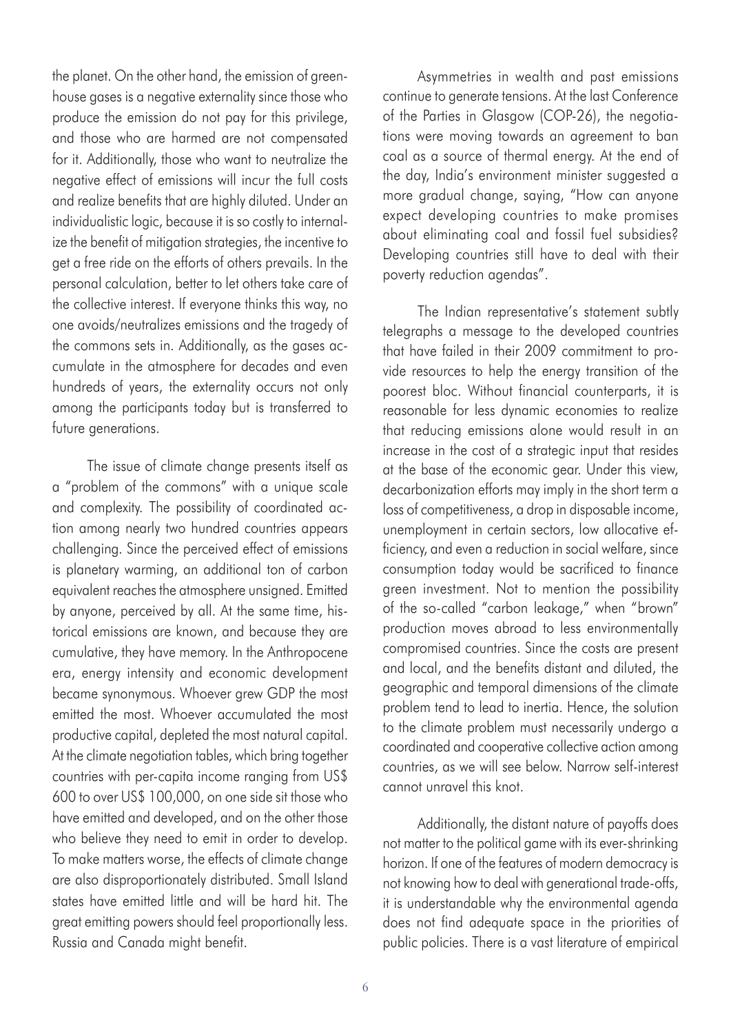the planet. On the other hand, the emission of greenhouse gases is a negative externality since those who produce the emission do not pay for this privilege, and those who are harmed are not compensated for it. Additionally, those who want to neutralize the negative effect of emissions will incur the full costs and realize benefits that are highly diluted. Under an individualistic logic, because it is so costly to internalize the benefit of mitigation strategies, the incentive to get a free ride on the efforts of others prevails. In the personal calculation, better to let others take care of the collective interest. If everyone thinks this way, no one avoids/neutralizes emissions and the tragedy of the commons sets in. Additionally, as the gases accumulate in the atmosphere for decades and even hundreds of years, the externality occurs not only among the participants today but is transferred to future generations.

The issue of climate change presents itself as a "problem of the commons" with a unique scale and complexity. The possibility of coordinated action among nearly two hundred countries appears challenging. Since the perceived effect of emissions is planetary warming, an additional ton of carbon equivalent reaches the atmosphere unsigned. Emitted by anyone, perceived by all. At the same time, historical emissions are known, and because they are cumulative, they have memory. In the Anthropocene era, energy intensity and economic development became synonymous. Whoever grew GDP the most emitted the most. Whoever accumulated the most productive capital, depleted the most natural capital. At the climate negotiation tables, which bring together countries with per-capita income ranging from US$ 600 to over US$ 100,000, on one side sit those who have emitted and developed, and on the other those who believe they need to emit in order to develop. To make matters worse, the effects of climate change are also disproportionately distributed. Small Island states have emitted little and will be hard hit. The great emitting powers should feel proportionally less. Russia and Canada might benefit.

Asymmetries in wealth and past emissions continue to generate tensions. At the last Conference of the Parties in Glasgow (COP-26), the negotiations were moving towards an agreement to ban coal as a source of thermal energy. At the end of the day, India's environment minister suggested a more gradual change, saying, "How can anyone expect developing countries to make promises about eliminating coal and fossil fuel subsidies? Developing countries still have to deal with their poverty reduction agendas".

The Indian representative's statement subtly telegraphs a message to the developed countries that have failed in their 2009 commitment to provide resources to help the energy transition of the poorest bloc. Without financial counterparts, it is reasonable for less dynamic economies to realize that reducing emissions alone would result in an increase in the cost of a strategic input that resides at the base of the economic gear. Under this view, decarbonization efforts may imply in the short term a loss of competitiveness, a drop in disposable income, unemployment in certain sectors, low allocative efficiency, and even a reduction in social welfare, since consumption today would be sacrificed to finance green investment. Not to mention the possibility of the so-called "carbon leakage," when "brown" production moves abroad to less environmentally compromised countries. Since the costs are present and local, and the benefits distant and diluted, the geographic and temporal dimensions of the climate problem tend to lead to inertia. Hence, the solution to the climate problem must necessarily undergo a coordinated and cooperative collective action among countries, as we will see below. Narrow self-interest cannot unravel this knot.

Additionally, the distant nature of payoffs does not matter to the political game with its ever-shrinking horizon. If one of the features of modern democracy is not knowing how to deal with generational trade-offs, it is understandable why the environmental agenda does not find adequate space in the priorities of public policies. There is a vast literature of empirical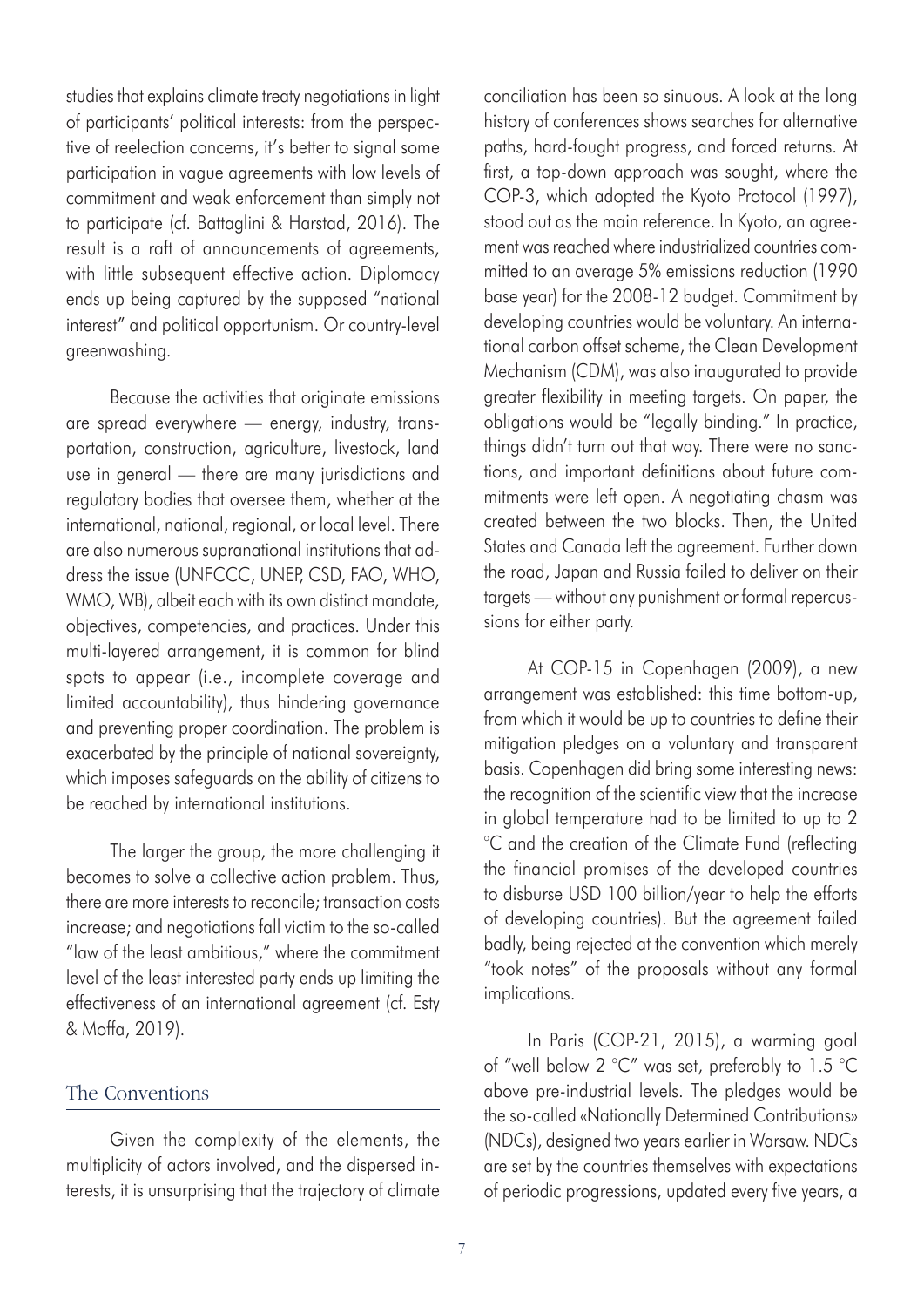studies that explains climate treaty negotiations in light of participants' political interests: from the perspective of reelection concerns, it's better to signal some participation in vague agreements with low levels of commitment and weak enforcement than simply not to participate (cf. Battaglini & Harstad, 2016). The result is a raft of announcements of agreements, with little subsequent effective action. Diplomacy ends up being captured by the supposed "national interest" and political opportunism. Or country-level greenwashing.

Because the activities that originate emissions are spread everywhere — energy, industry, transportation, construction, agriculture, livestock, land use in general — there are many jurisdictions and regulatory bodies that oversee them, whether at the international, national, regional, or local level. There are also numerous supranational institutions that address the issue (UNFCCC, UNEP, CSD, FAO, WHO, WMO, WB), albeit each with its own distinct mandate, objectives, competencies, and practices. Under this multi-layered arrangement, it is common for blind spots to appear (i.e., incomplete coverage and limited accountability), thus hindering governance and preventing proper coordination. The problem is exacerbated by the principle of national sovereignty, which imposes safeguards on the ability of citizens to be reached by international institutions.

The larger the group, the more challenging it becomes to solve a collective action problem. Thus, there are more interests to reconcile; transaction costs increase; and negotiations fall victim to the so-called "law of the least ambitious," where the commitment level of the least interested party ends up limiting the effectiveness of an international agreement (cf. Esty & Moffa, 2019).

## The Conventions

Given the complexity of the elements, the multiplicity of actors involved, and the dispersed interests, it is unsurprising that the trajectory of climate conciliation has been so sinuous. A look at the long history of conferences shows searches for alternative paths, hard-fought progress, and forced returns. At first, a top-down approach was sought, where the COP-3, which adopted the Kyoto Protocol (1997), stood out as the main reference. In Kyoto, an agreement was reached where industrialized countries committed to an average 5% emissions reduction (1990 base year) for the 2008-12 budget. Commitment by developing countries would be voluntary. An international carbon offset scheme, the Clean Development Mechanism (CDM), was also inaugurated to provide greater flexibility in meeting targets. On paper, the obligations would be "legally binding." In practice, things didn't turn out that way. There were no sanctions, and important definitions about future commitments were left open. A negotiating chasm was created between the two blocks. Then, the United States and Canada left the agreement. Further down the road, Japan and Russia failed to deliver on their targets — without any punishment or formal repercussions for either party.

At COP-15 in Copenhagen (2009), a new arrangement was established: this time bottom-up, from which it would be up to countries to define their mitigation pledges on a voluntary and transparent basis. Copenhagen did bring some interesting news: the recognition of the scientific view that the increase in global temperature had to be limited to up to 2 °C and the creation of the Climate Fund (reflecting the financial promises of the developed countries to disburse USD 100 billion/year to help the efforts of developing countries). But the agreement failed badly, being rejected at the convention which merely "took notes" of the proposals without any formal implications.

In Paris (COP-21, 2015), a warming goal of "well below 2 °C" was set, preferably to 1.5 °C above pre-industrial levels. The pledges would be the so-called «Nationally Determined Contributions» (NDCs), designed two years earlier in Warsaw. NDCs are set by the countries themselves with expectations of periodic progressions, updated every five years, a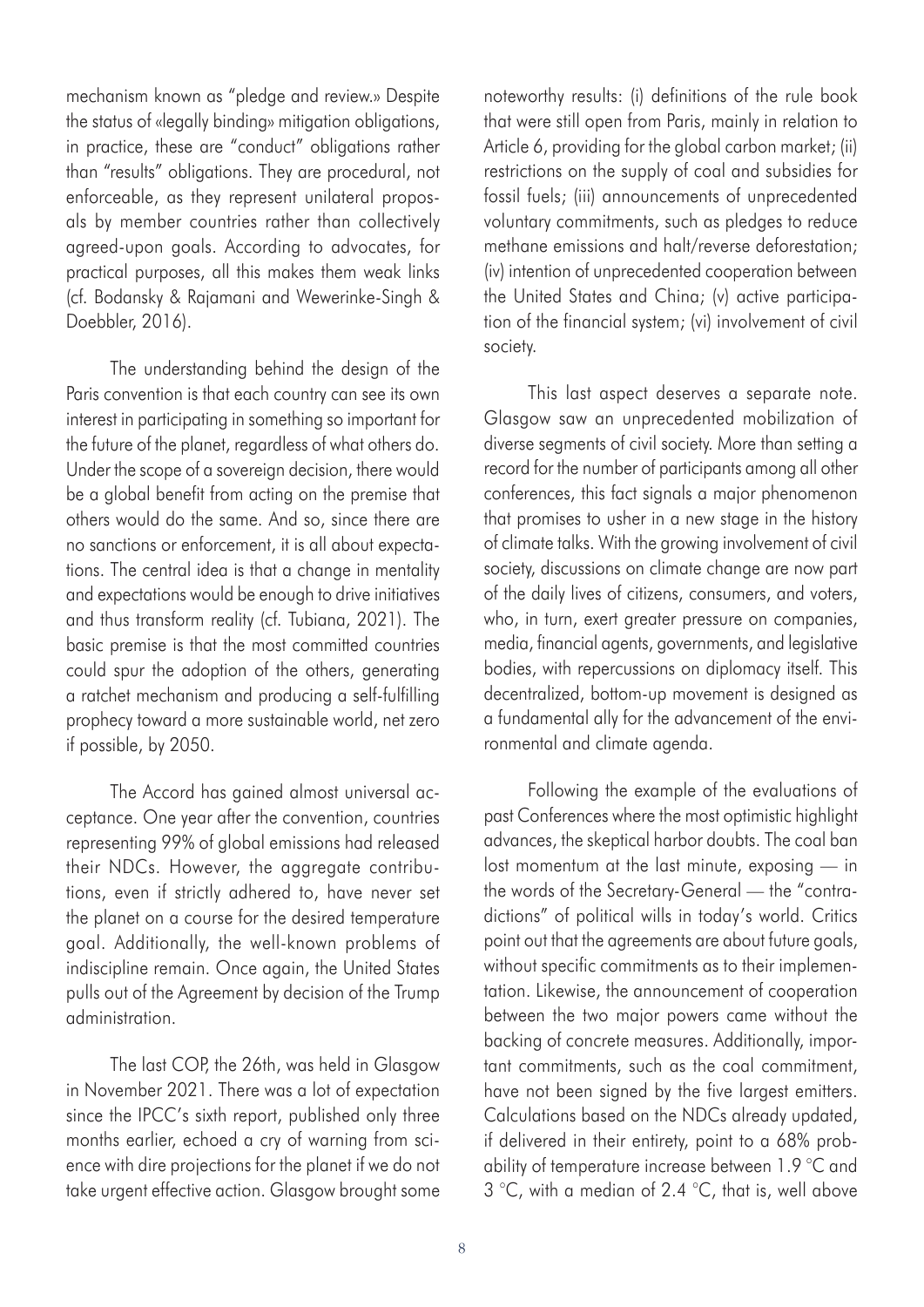mechanism known as "pledge and review.» Despite the status of «legally binding» mitigation obligations, in practice, these are "conduct" obligations rather than "results" obligations. They are procedural, not enforceable, as they represent unilateral proposals by member countries rather than collectively agreed-upon goals. According to advocates, for practical purposes, all this makes them weak links (cf. Bodansky & Rajamani and Wewerinke-Singh & Doebbler, 2016).

The understanding behind the design of the Paris convention is that each country can see its own interest in participating in something so important for the future of the planet, regardless of what others do. Under the scope of a sovereign decision, there would be a global benefit from acting on the premise that others would do the same. And so, since there are no sanctions or enforcement, it is all about expectations. The central idea is that a change in mentality and expectations would be enough to drive initiatives and thus transform reality (cf. Tubiana, 2021). The basic premise is that the most committed countries could spur the adoption of the others, generating a ratchet mechanism and producing a self-fulfilling prophecy toward a more sustainable world, net zero if possible, by 2050.

The Accord has gained almost universal acceptance. One year after the convention, countries representing 99% of global emissions had released their NDCs. However, the aggregate contributions, even if strictly adhered to, have never set the planet on a course for the desired temperature goal. Additionally, the well-known problems of indiscipline remain. Once again, the United States pulls out of the Agreement by decision of the Trump administration.

The last COP, the 26th, was held in Glasgow in November 2021. There was a lot of expectation since the IPCC's sixth report, published only three months earlier, echoed a cry of warning from science with dire projections for the planet if we do not take urgent effective action. Glasgow brought some noteworthy results: (i) definitions of the rule book that were still open from Paris, mainly in relation to Article 6, providing for the global carbon market; (ii) restrictions on the supply of coal and subsidies for fossil fuels; (iii) announcements of unprecedented voluntary commitments, such as pledges to reduce methane emissions and halt/reverse deforestation; (iv) intention of unprecedented cooperation between the United States and China; (v) active participation of the financial system; (vi) involvement of civil society.

This last aspect deserves a separate note. Glasgow saw an unprecedented mobilization of diverse segments of civil society. More than setting a record for the number of participants among all other conferences, this fact signals a major phenomenon that promises to usher in a new stage in the history of climate talks. With the growing involvement of civil society, discussions on climate change are now part of the daily lives of citizens, consumers, and voters, who, in turn, exert greater pressure on companies, media, financial agents, governments, and legislative bodies, with repercussions on diplomacy itself. This decentralized, bottom-up movement is designed as a fundamental ally for the advancement of the environmental and climate agenda.

Following the example of the evaluations of past Conferences where the most optimistic highlight advances, the skeptical harbor doubts. The coal ban lost momentum at the last minute, exposing — in the words of the Secretary-General — the "contradictions" of political wills in today's world. Critics point out that the agreements are about future goals, without specific commitments as to their implementation. Likewise, the announcement of cooperation between the two major powers came without the backing of concrete measures. Additionally, important commitments, such as the coal commitment, have not been signed by the five largest emitters. Calculations based on the NDCs already updated, if delivered in their entirety, point to a 68% probability of temperature increase between 1.9 °C and 3 °C, with a median of 2.4 °C, that is, well above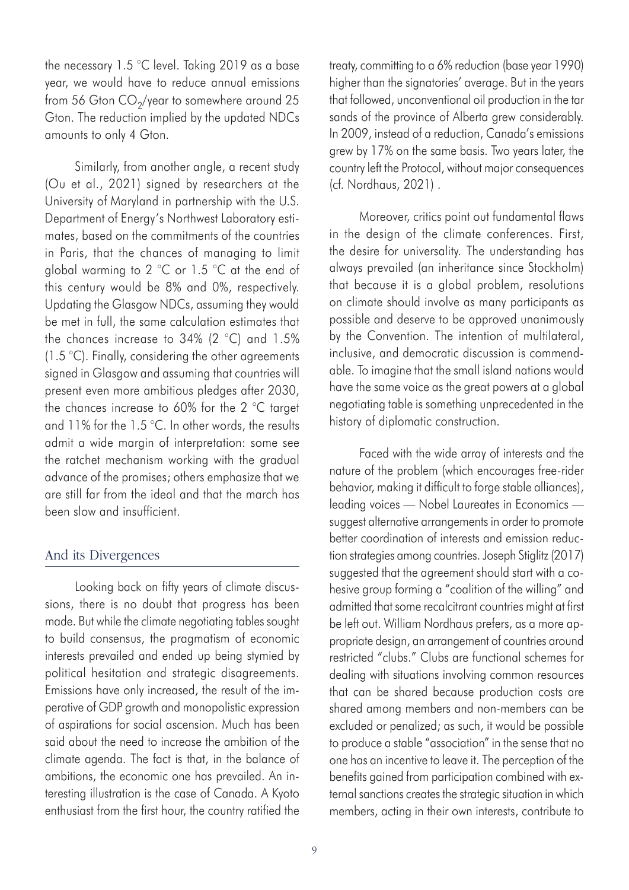the necessary 1.5 °C level. Taking 2019 as a base year, we would have to reduce annual emissions from 56 Gton $CO_2$/year to somewhere around 25 Gton. The reduction implied by the updated NDCs amounts to only 4 Gton.

Similarly, from another angle, a recent study (Ou et al., 2021) signed by researchers at the University of Maryland in partnership with the U.S. Department of Energy's Northwest Laboratory estimates, based on the commitments of the countries in Paris, that the chances of managing to limit global warming to 2 °C or 1.5 °C at the end of this century would be 8% and 0%, respectively. Updating the Glasgow NDCs, assuming they would be met in full, the same calculation estimates that the chances increase to 34% (2 °C) and 1.5% (1.5 °C). Finally, considering the other agreements signed in Glasgow and assuming that countries will present even more ambitious pledges after 2030, the chances increase to 60% for the 2 °C target and 11% for the 1.5 °C. In other words, the results admit a wide margin of interpretation: some see the ratchet mechanism working with the gradual advance of the promises; others emphasize that we are still far from the ideal and that the march has been slow and insufficient.

## And its Divergences

Looking back on fifty years of climate discussions, there is no doubt that progress has been made. But while the climate negotiating tables sought to build consensus, the pragmatism of economic interests prevailed and ended up being stymied by political hesitation and strategic disagreements. Emissions have only increased, the result of the imperative of GDP growth and monopolistic expression of aspirations for social ascension. Much has been said about the need to increase the ambition of the climate agenda. The fact is that, in the balance of ambitions, the economic one has prevailed. An interesting illustration is the case of Canada. A Kyoto enthusiast from the first hour, the country ratified the treaty, committing to a 6% reduction (base year 1990) higher than the signatories' average. But in the years that followed, unconventional oil production in the tar sands of the province of Alberta grew considerably. In 2009, instead of a reduction, Canada's emissions grew by 17% on the same basis. Two years later, the country left the Protocol, without major consequences (cf. Nordhaus, 2021) .

Moreover, critics point out fundamental flaws in the design of the climate conferences. First, the desire for universality. The understanding has always prevailed (an inheritance since Stockholm) that because it is a global problem, resolutions on climate should involve as many participants as possible and deserve to be approved unanimously by the Convention. The intention of multilateral, inclusive, and democratic discussion is commendable. To imagine that the small island nations would have the same voice as the great powers at a global negotiating table is something unprecedented in the history of diplomatic construction.

Faced with the wide array of interests and the nature of the problem (which encourages free-rider behavior, making it difficult to forge stable alliances), leading voices — Nobel Laureates in Economics — suggest alternative arrangements in order to promote better coordination of interests and emission reduction strategies among countries. Joseph Stiglitz (2017) suggested that the agreement should start with a cohesive group forming a "coalition of the willing" and admitted that some recalcitrant countries might at first be left out. William Nordhaus prefers, as a more appropriate design, an arrangement of countries around restricted "clubs." Clubs are functional schemes for dealing with situations involving common resources that can be shared because production costs are shared among members and non-members can be excluded or penalized; as such, it would be possible to produce a stable "association" in the sense that no one has an incentive to leave it. The perception of the benefits gained from participation combined with external sanctions creates the strategic situation in which members, acting in their own interests, contribute to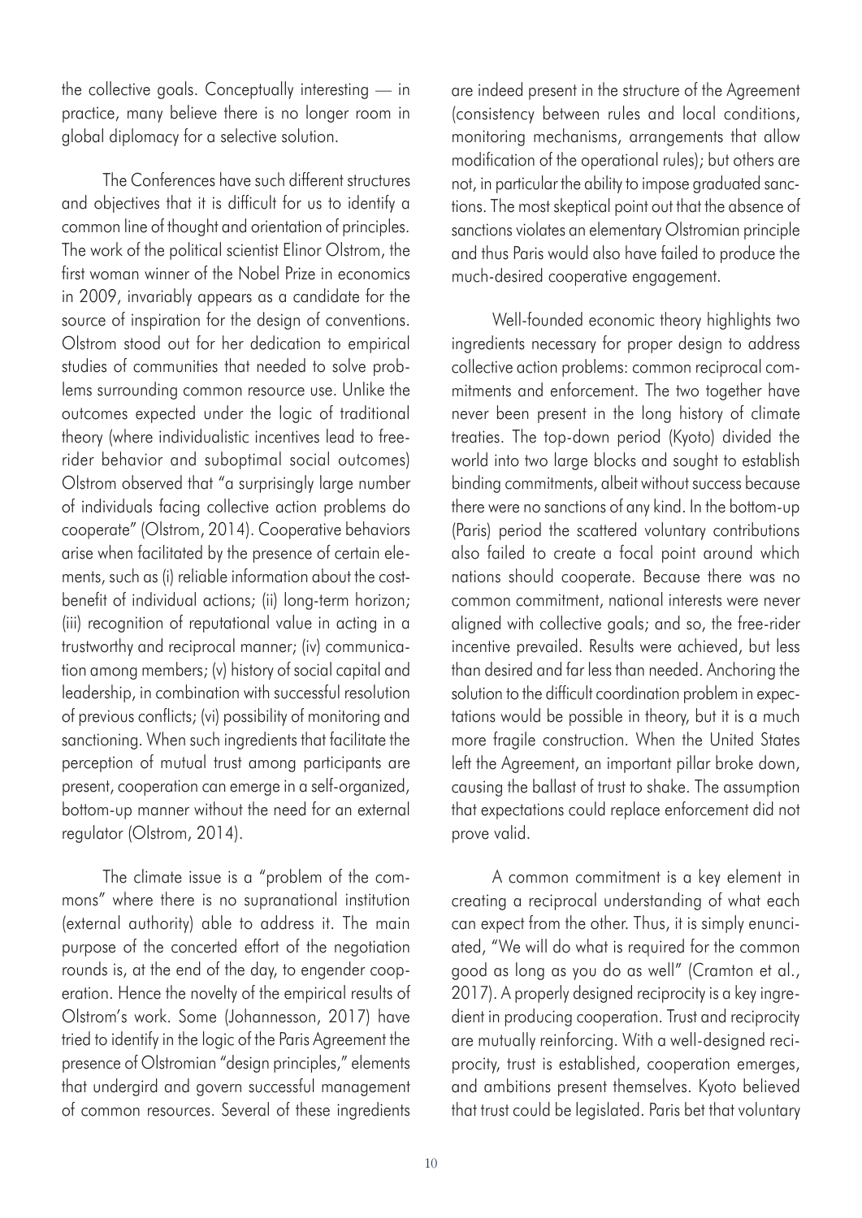the collective goals. Conceptually interesting — in practice, many believe there is no longer room in global diplomacy for a selective solution.

The Conferences have such different structures and objectives that it is difficult for us to identify a common line of thought and orientation of principles. The work of the political scientist Elinor Olstrom, the first woman winner of the Nobel Prize in economics in 2009, invariably appears as a candidate for the source of inspiration for the design of conventions. Olstrom stood out for her dedication to empirical studies of communities that needed to solve problems surrounding common resource use. Unlike the outcomes expected under the logic of traditional theory (where individualistic incentives lead to free-rider behavior and suboptimal social outcomes) Olstrom observed that "a surprisingly large number of individuals facing collective action problems do cooperate" (Olstrom, 2014). Cooperative behaviors arise when facilitated by the presence of certain elements, such as (i) reliable information about the cost-benefit of individual actions; (ii) long-term horizon; (iii) recognition of reputational value in acting in a trustworthy and reciprocal manner; (iv) communication among members; (v) history of social capital and leadership, in combination with successful resolution of previous conflicts; (vi) possibility of monitoring and sanctioning. When such ingredients that facilitate the perception of mutual trust among participants are present, cooperation can emerge in a self-organized, bottom-up manner without the need for an external regulator (Olstrom, 2014).

The climate issue is a "problem of the commons" where there is no supranational institution (external authority) able to address it. The main purpose of the concerted effort of the negotiation rounds is, at the end of the day, to engender cooperation. Hence the novelty of the empirical results of Olstrom's work. Some (Johannesson, 2017) have tried to identify in the logic of the Paris Agreement the presence of Olstromian "design principles," elements that undergird and govern successful management of common resources. Several of these ingredients are indeed present in the structure of the Agreement (consistency between rules and local conditions, monitoring mechanisms, arrangements that allow modification of the operational rules); but others are not, in particular the ability to impose graduated sanctions. The most skeptical point out that the absence of sanctions violates an elementary Olstromian principle and thus Paris would also have failed to produce the much-desired cooperative engagement.

Well-founded economic theory highlights two ingredients necessary for proper design to address collective action problems: common reciprocal commitments and enforcement. The two together have never been present in the long history of climate treaties. The top-down period (Kyoto) divided the world into two large blocks and sought to establish binding commitments, albeit without success because there were no sanctions of any kind. In the bottom-up (Paris) period the scattered voluntary contributions also failed to create a focal point around which nations should cooperate. Because there was no common commitment, national interests were never aligned with collective goals; and so, the free-rider incentive prevailed. Results were achieved, but less than desired and far less than needed. Anchoring the solution to the difficult coordination problem in expectations would be possible in theory, but it is a much more fragile construction. When the United States left the Agreement, an important pillar broke down, causing the ballast of trust to shake. The assumption that expectations could replace enforcement did not prove valid.

A common commitment is a key element in creating a reciprocal understanding of what each can expect from the other. Thus, it is simply enunciated, "We will do what is required for the common good as long as you do as well" (Cramton et al., 2017). A properly designed reciprocity is a key ingredient in producing cooperation. Trust and reciprocity are mutually reinforcing. With a well-designed reciprocity, trust is established, cooperation emerges, and ambitions present themselves. Kyoto believed that trust could be legislated. Paris bet that voluntary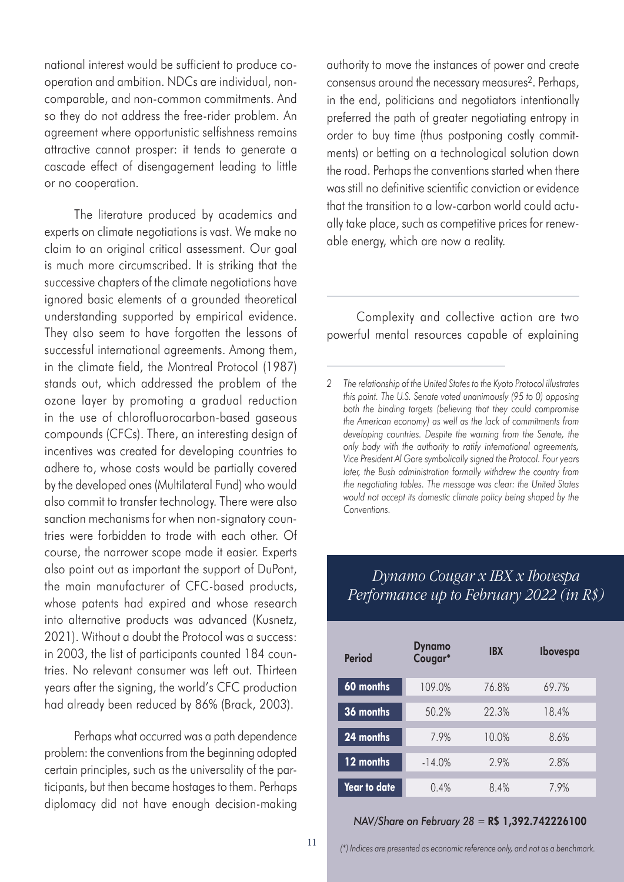national interest would be sufficient to produce cooperation and ambition. NDCs are individual, non-comparable, and non-common commitments. And so they do not address the free-rider problem. An agreement where opportunistic selfishness remains attractive cannot prosper: it tends to generate a cascade effect of disengagement leading to little or no cooperation.

The literature produced by academics and experts on climate negotiations is vast. We make no claim to an original critical assessment. Our goal is much more circumscribed. It is striking that the successive chapters of the climate negotiations have ignored basic elements of a grounded theoretical understanding supported by empirical evidence. They also seem to have forgotten the lessons of successful international agreements. Among them, in the climate field, the Montreal Protocol (1987) stands out, which addressed the problem of the ozone layer by promoting a gradual reduction in the use of chlorofluorocarbon-based gaseous compounds (CFCs). There, an interesting design of incentives was created for developing countries to adhere to, whose costs would be partially covered by the developed ones (Multilateral Fund) who would also commit to transfer technology. There were also sanction mechanisms for when non-signatory countries were forbidden to trade with each other. Of course, the narrower scope made it easier. Experts also point out as important the support of DuPont, the main manufacturer of CFC-based products, whose patents had expired and whose research into alternative products was advanced (Kusnetz, 2021). Without a doubt the Protocol was a success: in 2003, the list of participants counted 184 countries. No relevant consumer was left out. Thirteen years after the signing, the world's CFC production had already been reduced by 86% (Brack, 2003).

Perhaps what occurred was a path dependence problem: the conventions from the beginning adopted certain principles, such as the universality of the participants, but then became hostages to them. Perhaps diplomacy did not have enough decision-making authority to move the instances of power and create consensus around the necessary measures[2]. Perhaps, in the end, politicians and negotiators intentionally preferred the path of greater negotiating entropy in order to buy time (thus postponing costly commitments) or betting on a technological solution down the road. Perhaps the conventions started when there was still no definitive scientific conviction or evidence that the transition to a low-carbon world could actually take place, such as competitive prices for renewable energy, which are now a reality.

---

Complexity and collective action are two powerful mental resources capable of explaining

---

*2 The relationship of the United States to the Kyoto Protocol illustrates this point. The U.S. Senate voted unanimously (95 to 0) opposing both the binding targets (believing that they could compromise the American economy) as well as the lack of commitments from developing countries. Despite the warning from the Senate, the only body with the authority to ratify international agreements, Vice President Al Gore symbolically signed the Protocol. Four years later, the Bush administration formally withdrew the country from the negotiating tables. The message was clear: the United States would not accept its domestic climate policy being shaped by the Conventions.*

## *Dynamo Cougar x IBX x Ibovespa Performance up to February 2022 (in R$)*

| Period | Dynamo Cougar* | IBX | Ibovespa |
|---|---|---|---|
| 60 months | 109.0% | 76.8% | 69.7% |
| 36 months | 50.2% | 22.3% | 18.4% |
| 24 months | 7.9% | 10.0% | 8.6% |
| 12 months | -14.0% | 2.9% | 2.8% |
| Year to date | 0.4% | 8.4% | 7.9% |

*NAV/Share on February 28* = **R$ 1,392.742226100**

*(\*) Indices are presented as economic reference only, and not as a benchmark.*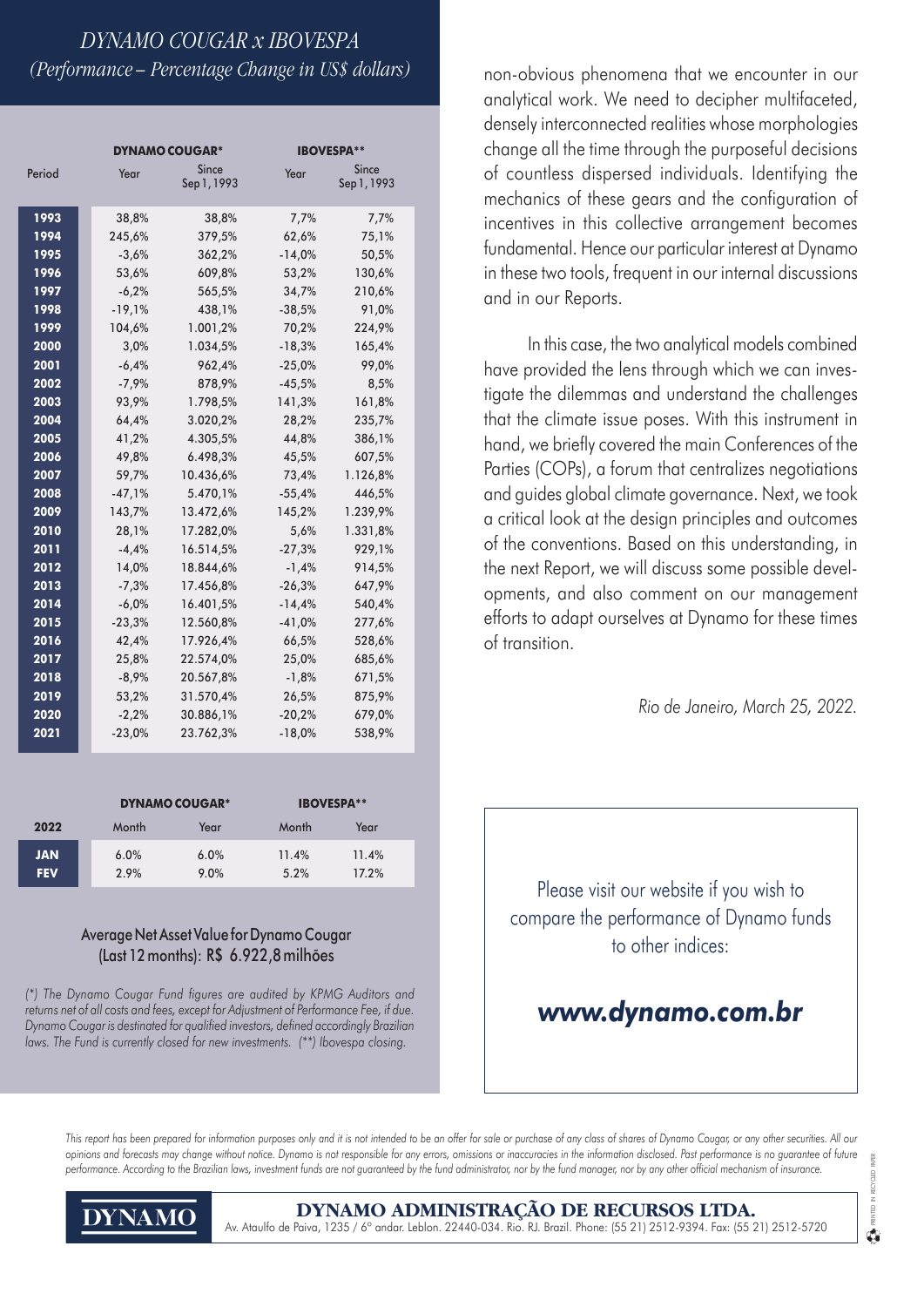## *DYNAMO COUGAR x IBOVESPA*
### *(Performance – Percentage Change in US$ dollars)*

| | DYNAMO COUGAR* | | IBOVESPA** | |
|---|---|---|---|---|
| Period | Year | Since Sep 1, 1993 | Year | Since Sep 1, 1993 |
| **1993** | 38,8% | 38,8% | 7,7% | 7,7% |
| **1994** | 245,6% | 379,5% | 62,6% | 75,1% |
| **1995** | -3,6% | 362,2% | -14,0% | 50,5% |
| **1996** | 53,6% | 609,8% | 53,2% | 130,6% |
| **1997** | -6,2% | 565,5% | 34,7% | 210,6% |
| **1998** | -19,1% | 438,1% | -38,5% | 91,0% |
| **1999** | 104,6% | 1.001,2% | 70,2% | 224,9% |
| **2000** | 3,0% | 1.034,5% | -18,3% | 165,4% |
| **2001** | -6,4% | 962,4% | -25,0% | 99,0% |
| **2002** | -7,9% | 878,9% | -45,5% | 8,5% |
| **2003** | 93,9% | 1.798,5% | 141,3% | 161,8% |
| **2004** | 64,4% | 3.020,2% | 28,2% | 235,7% |
| **2005** | 41,2% | 4.305,5% | 44,8% | 386,1% |
| **2006** | 49,8% | 6.498,3% | 45,5% | 607,5% |
| **2007** | 59,7% | 10.436,6% | 73,4% | 1.126,8% |
| **2008** | -47,1% | 5.470,1% | -55,4% | 446,5% |
| **2009** | 143,7% | 13.472,6% | 145,2% | 1.239,9% |
| **2010** | 28,1% | 17.282,0% | 5,6% | 1.331,8% |
| **2011** | -4,4% | 16.514,5% | -27,3% | 929,1% |
| **2012** | 14,0% | 18.844,6% | -1,4% | 914,5% |
| **2013** | -7,3% | 17.456,8% | -26,3% | 647,9% |
| **2014** | -6,0% | 16.401,5% | -14,4% | 540,4% |
| **2015** | -23,3% | 12.560,8% | -41,0% | 277,6% |
| **2016** | 42,4% | 17.926,4% | 66,5% | 528,6% |
| **2017** | 25,8% | 22.574,0% | 25,0% | 685,6% |
| **2018** | -8,9% | 20.567,8% | -1,8% | 671,5% |
| **2019** | 53,2% | 31.570,4% | 26,5% | 875,9% |
| **2020** | -2,2% | 30.886,1% | -20,2% | 679,0% |
| **2021** | -23,0% | 23.762,3% | -18,0% | 538,9% |

| | DYNAMO COUGAR* | | IBOVESPA** | |
|---|---|---|---|---|
| **2022** | Month | Year | Month | Year |
| **JAN** | 6.0% | 6.0% | 11.4% | 11.4% |
| **FEV** | 2.9% | 9.0% | 5.2% | 17.2% |

Average Net Asset Value for Dynamo Cougar (Last 12 months): R$ 6.922,8 milhões

*(\*) The Dynamo Cougar Fund figures are audited by KPMG Auditors and returns net of all costs and fees, except for Adjustment of Performance Fee, if due. Dynamo Cougar is destinated for qualified investors, defined accordingly Brazilian laws. The Fund is currently closed for new investments. (\*\*) Ibovespa closing.*

non-obvious phenomena that we encounter in our analytical work. We need to decipher multifaceted, densely interconnected realities whose morphologies change all the time through the purposeful decisions of countless dispersed individuals. Identifying the mechanics of these gears and the configuration of incentives in this collective arrangement becomes fundamental. Hence our particular interest at Dynamo in these two tools, frequent in our internal discussions and in our Reports.

In this case, the two analytical models combined have provided the lens through which we can investigate the dilemmas and understand the challenges that the climate issue poses. With this instrument in hand, we briefly covered the main Conferences of the Parties (COPs), a forum that centralizes negotiations and guides global climate governance. Next, we took a critical look at the design principles and outcomes of the conventions. Based on this understanding, in the next Report, we will discuss some possible developments, and also comment on our management efforts to adapt ourselves at Dynamo for these times of transition.

*Rio de Janeiro, March 25, 2022.*

Please visit our website if you wish to compare the performance of Dynamo funds to other indices:

***www.dynamo.com.br***

*This report has been prepared for information purposes only and it is not intended to be an offer for sale or purchase of any class of shares of Dynamo Cougar, or any other securities. All our opinions and forecasts may change without notice. Dynamo is not responsible for any errors, omissions or inaccuracies in the information disclosed. Past performance is no guarantee of future performance. According to the Brazilian laws, investment funds are not guaranteed by the fund administrator, nor by the fund manager, nor by any other official mechanism of insurance.*

**DYNAMO**

**DYNAMO ADMINISTRAÇÃO DE RECURSOS LTDA.**
Av. Ataulfo de Paiva, 1235 / 6º andar. Leblon. 22440-034. Rio. RJ. Brazil. Phone: (55 21) 2512-9394. Fax: (55 21) 2512-5720

PRINTED IN RECYCLED PAPER